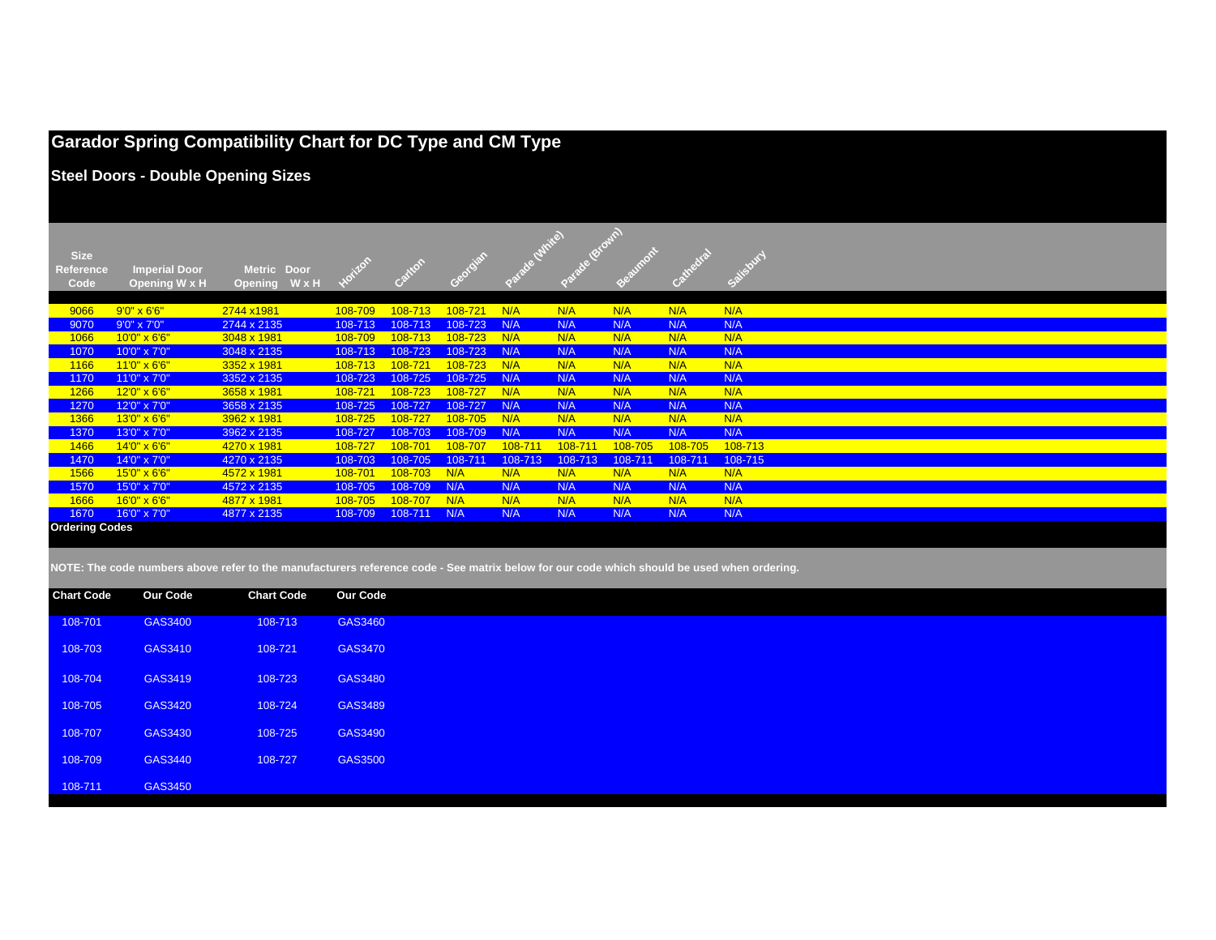# Garador Spring Compatibility Chart for DC Type and CM Type

## Steel Doors - Double Opening Sizes

| Size Reference Code | Imperial Door Opening W x H | Metric Door Opening W x H | Horizon | Carlton | Georgian | Parade (White) | Parade (Brown) | Beaumont | Cathedral | Salisbury |
|---|---|---|---|---|---|---|---|---|---|---|
| 9066 | 9'0" x 6'6" | 2744 x1981 | 108-709 | 108-713 | 108-721 | N/A | N/A | N/A | N/A | N/A |
| 9070 | 9'0" x 7'0" | 2744 x 2135 | 108-713 | 108-713 | 108-723 | N/A | N/A | N/A | N/A | N/A |
| 1066 | 10'0" x 6'6" | 3048 x 1981 | 108-709 | 108-713 | 108-723 | N/A | N/A | N/A | N/A | N/A |
| 1070 | 10'0" x 7'0" | 3048 x 2135 | 108-713 | 108-723 | 108-723 | N/A | N/A | N/A | N/A | N/A |
| 1166 | 11'0" x 6'6" | 3352 x 1981 | 108-713 | 108-721 | 108-723 | N/A | N/A | N/A | N/A | N/A |
| 1170 | 11'0" x 7'0" | 3352 x 2135 | 108-723 | 108-725 | 108-725 | N/A | N/A | N/A | N/A | N/A |
| 1266 | 12'0" x 6'6" | 3658 x 1981 | 108-721 | 108-723 | 108-727 | N/A | N/A | N/A | N/A | N/A |
| 1270 | 12'0" x 7'0" | 3658 x 2135 | 108-725 | 108-727 | 108-727 | N/A | N/A | N/A | N/A | N/A |
| 1366 | 13'0" x 6'6" | 3962 x 1981 | 108-725 | 108-727 | 108-705 | N/A | N/A | N/A | N/A | N/A |
| 1370 | 13'0" x 7'0" | 3962 x 2135 | 108-727 | 108-703 | 108-709 | N/A | N/A | N/A | N/A | N/A |
| 1466 | 14'0" x 6'6" | 4270 x 1981 | 108-727 | 108-701 | 108-707 | 108-711 | 108-711 | 108-705 | 108-705 | 108-713 |
| 1470 | 14'0" x 7'0" | 4270 x 2135 | 108-703 | 108-705 | 108-711 | 108-713 | 108-713 | 108-711 | 108-711 | 108-715 |
| 1566 | 15'0" x 6'6" | 4572 x 1981 | 108-701 | 108-703 | N/A | N/A | N/A | N/A | N/A | N/A |
| 1570 | 15'0" x 7'0" | 4572 x 2135 | 108-705 | 108-709 | N/A | N/A | N/A | N/A | N/A | N/A |
| 1666 | 16'0" x 6'6" | 4877 x 1981 | 108-705 | 108-707 | N/A | N/A | N/A | N/A | N/A | N/A |
| 1670 | 16'0" x 7'0" | 4877 x 2135 | 108-709 | 108-711 | N/A | N/A | N/A | N/A | N/A | N/A |

**Ordering Codes**

**NOTE: The code numbers above refer to the manufacturers reference code - See matrix below for our code which should be used when ordering.**

| Chart Code | Our Code | Chart Code | Our Code |
|---|---|---|---|
| 108-701 | GAS3400 | 108-713 | GAS3460 |
| 108-703 | GAS3410 | 108-721 | GAS3470 |
| 108-704 | GAS3419 | 108-723 | GAS3480 |
| 108-705 | GAS3420 | 108-724 | GAS3489 |
| 108-707 | GAS3430 | 108-725 | GAS3490 |
| 108-709 | GAS3440 | 108-727 | GAS3500 |
| 108-711 | GAS3450 | | |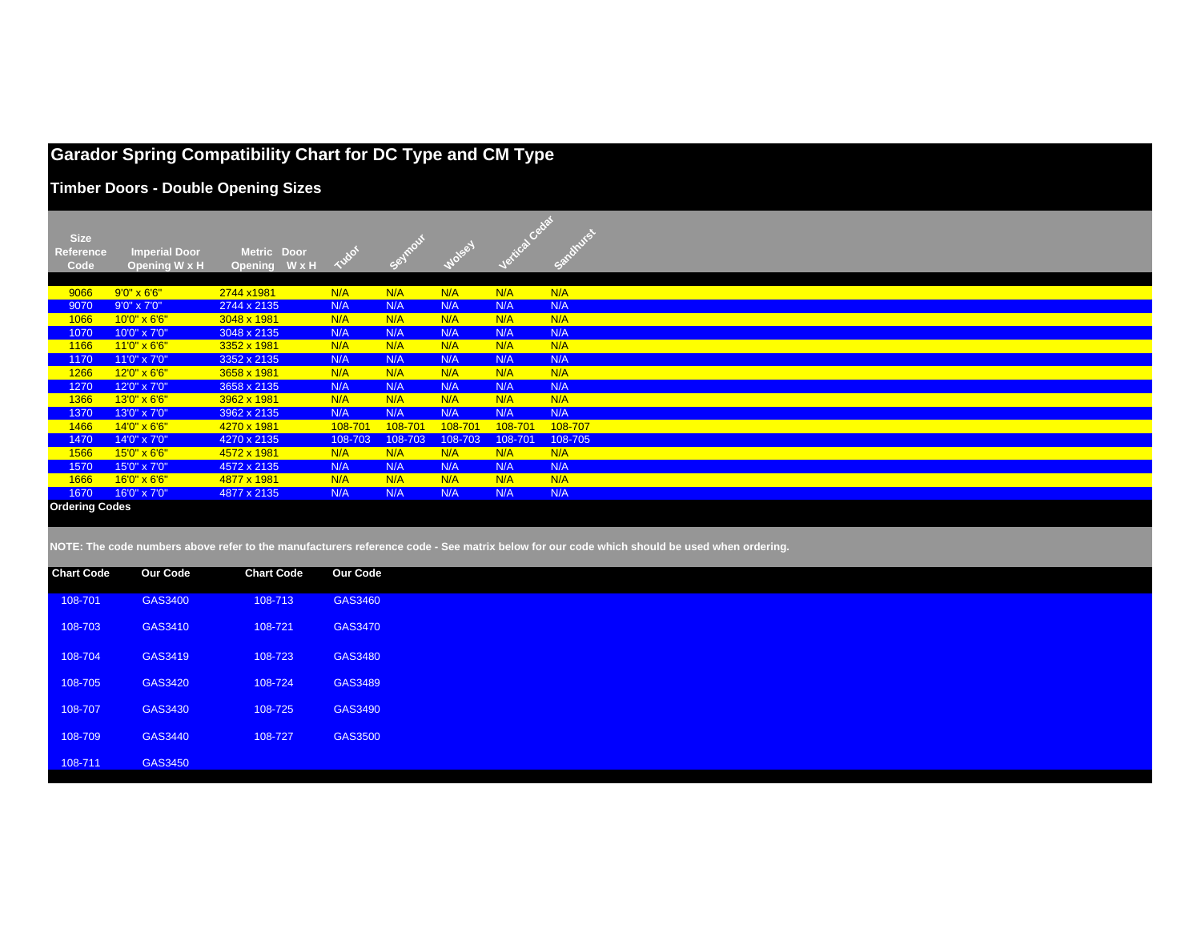# Garador Spring Compatibility Chart for DC Type and CM Type

## Timber Doors - Double Opening Sizes

| Size Reference Code | Imperial Door Opening W x H | Metric Door Opening W x H | Tudor | Seymour | Wolsey | Vertical Cedar | Sandhurst |
|---|---|---|---|---|---|---|---|
| 9066 | 9'0" x 6'6" | 2744 x1981 | N/A | N/A | N/A | N/A | N/A |
| 9070 | 9'0" x 7'0" | 2744 x 2135 | N/A | N/A | N/A | N/A | N/A |
| 1066 | 10'0" x 6'6" | 3048 x 1981 | N/A | N/A | N/A | N/A | N/A |
| 1070 | 10'0" x 7'0" | 3048 x 2135 | N/A | N/A | N/A | N/A | N/A |
| 1166 | 11'0" x 6'6" | 3352 x 1981 | N/A | N/A | N/A | N/A | N/A |
| 1170 | 11'0" x 7'0" | 3352 x 2135 | N/A | N/A | N/A | N/A | N/A |
| 1266 | 12'0" x 6'6" | 3658 x 1981 | N/A | N/A | N/A | N/A | N/A |
| 1270 | 12'0" x 7'0" | 3658 x 2135 | N/A | N/A | N/A | N/A | N/A |
| 1366 | 13'0" x 6'6" | 3962 x 1981 | N/A | N/A | N/A | N/A | N/A |
| 1370 | 13'0" x 7'0" | 3962 x 2135 | N/A | N/A | N/A | N/A | N/A |
| 1466 | 14'0" x 6'6" | 4270 x 1981 | 108-701 | 108-701 | 108-701 | 108-701 | 108-707 |
| 1470 | 14'0" x 7'0" | 4270 x 2135 | 108-703 | 108-703 | 108-703 | 108-701 | 108-705 |
| 1566 | 15'0" x 6'6" | 4572 x 1981 | N/A | N/A | N/A | N/A | N/A |
| 1570 | 15'0" x 7'0" | 4572 x 2135 | N/A | N/A | N/A | N/A | N/A |
| 1666 | 16'0" x 6'6" | 4877 x 1981 | N/A | N/A | N/A | N/A | N/A |
| 1670 | 16'0" x 7'0" | 4877 x 2135 | N/A | N/A | N/A | N/A | N/A |

**Ordering Codes**

**NOTE: The code numbers above refer to the manufacturers reference code - See matrix below for our code which should be used when ordering.**

| Chart Code | Our Code | Chart Code | Our Code |
|---|---|---|---|
| 108-701 | GAS3400 | 108-713 | GAS3460 |
| 108-703 | GAS3410 | 108-721 | GAS3470 |
| 108-704 | GAS3419 | 108-723 | GAS3480 |
| 108-705 | GAS3420 | 108-724 | GAS3489 |
| 108-707 | GAS3430 | 108-725 | GAS3490 |
| 108-709 | GAS3440 | 108-727 | GAS3500 |
| 108-711 | GAS3450 | | |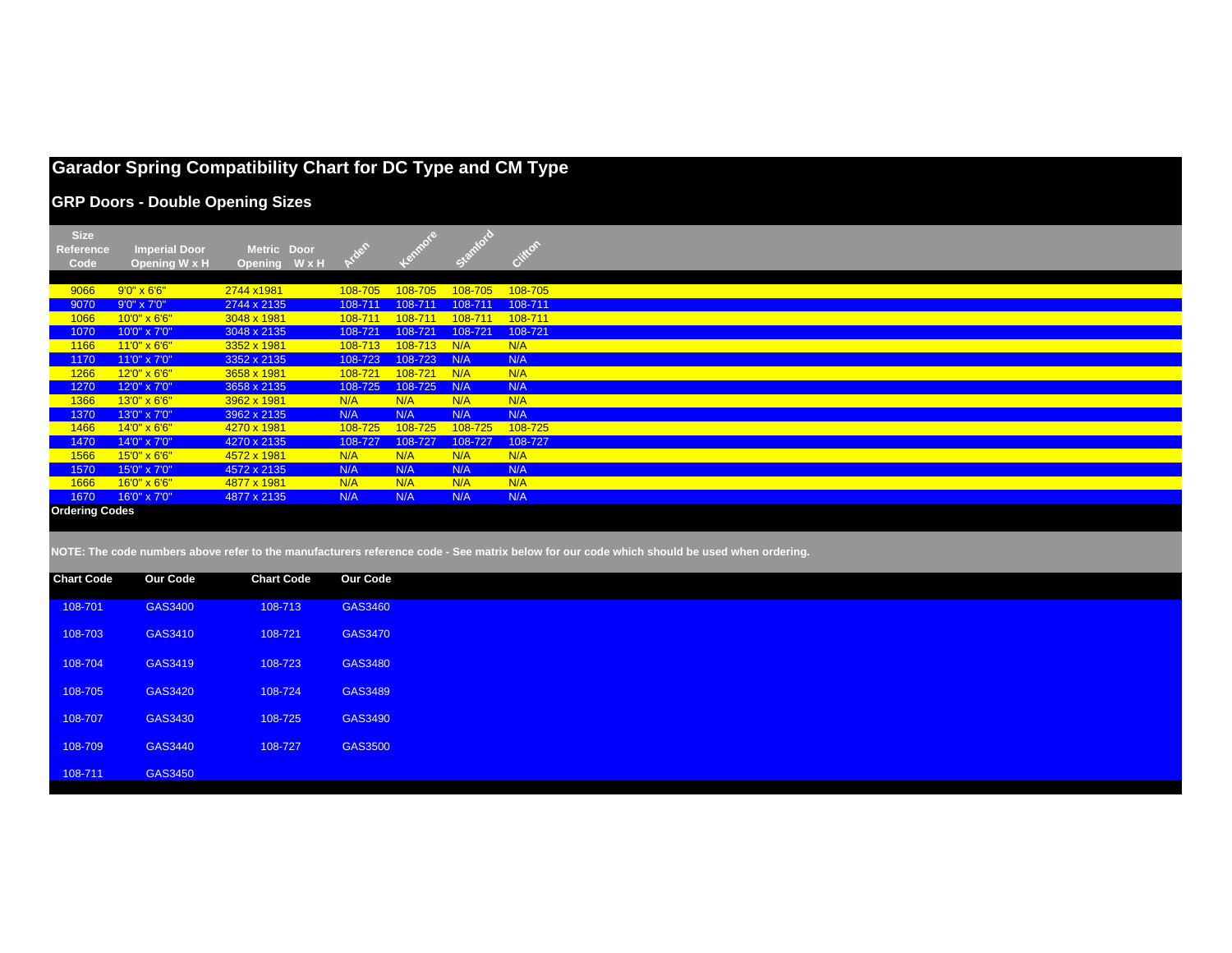# Garador Spring Compatibility Chart for DC Type and CM Type

## GRP Doors - Double Opening Sizes

| Size Reference Code | Imperial Door Opening W x H | Metric Door Opening W x H | Arden | Kenmore | Stamford | Clifton |
|---|---|---|---|---|---|---|
| 9066 | 9'0" x 6'6" | 2744 x1981 | 108-705 | 108-705 | 108-705 | 108-705 |
| 9070 | 9'0" x 7'0" | 2744 x 2135 | 108-711 | 108-711 | 108-711 | 108-711 |
| 1066 | 10'0" x 6'6" | 3048 x 1981 | 108-711 | 108-711 | 108-711 | 108-711 |
| 1070 | 10'0" x 7'0" | 3048 x 2135 | 108-721 | 108-721 | 108-721 | 108-721 |
| 1166 | 11'0" x 6'6" | 3352 x 1981 | 108-713 | 108-713 | N/A | N/A |
| 1170 | 11'0" x 7'0" | 3352 x 2135 | 108-723 | 108-723 | N/A | N/A |
| 1266 | 12'0" x 6'6" | 3658 x 1981 | 108-721 | 108-721 | N/A | N/A |
| 1270 | 12'0" x 7'0" | 3658 x 2135 | 108-725 | 108-725 | N/A | N/A |
| 1366 | 13'0" x 6'6" | 3962 x 1981 | N/A | N/A | N/A | N/A |
| 1370 | 13'0" x 7'0" | 3962 x 2135 | N/A | N/A | N/A | N/A |
| 1466 | 14'0" x 6'6" | 4270 x 1981 | 108-725 | 108-725 | 108-725 | 108-725 |
| 1470 | 14'0" x 7'0" | 4270 x 2135 | 108-727 | 108-727 | 108-727 | 108-727 |
| 1566 | 15'0" x 6'6" | 4572 x 1981 | N/A | N/A | N/A | N/A |
| 1570 | 15'0" x 7'0" | 4572 x 2135 | N/A | N/A | N/A | N/A |
| 1666 | 16'0" x 6'6" | 4877 x 1981 | N/A | N/A | N/A | N/A |
| 1670 | 16'0" x 7'0" | 4877 x 2135 | N/A | N/A | N/A | N/A |

**Ordering Codes**

**NOTE: The code numbers above refer to the manufacturers reference code - See matrix below for our code which should be used when ordering.**

| Chart Code | Our Code | Chart Code | Our Code |
|---|---|---|---|
| 108-701 | GAS3400 | 108-713 | GAS3460 |
| 108-703 | GAS3410 | 108-721 | GAS3470 |
| 108-704 | GAS3419 | 108-723 | GAS3480 |
| 108-705 | GAS3420 | 108-724 | GAS3489 |
| 108-707 | GAS3430 | 108-725 | GAS3490 |
| 108-709 | GAS3440 | 108-727 | GAS3500 |
| 108-711 | GAS3450 | | |